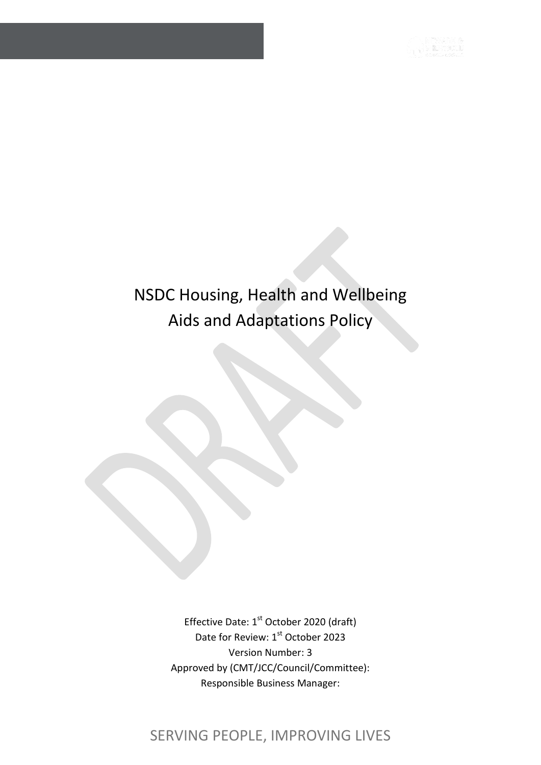# NSDC Housing, Health and Wellbeing Aids and Adaptations Policy

Effective Date: 1st October 2020 (draft)
Date for Review: 1st October 2023
Version Number: 3
Approved by (CMT/JCC/Council/Committee):
Responsible Business Manager:

SERVING PEOPLE, IMPROVING LIVES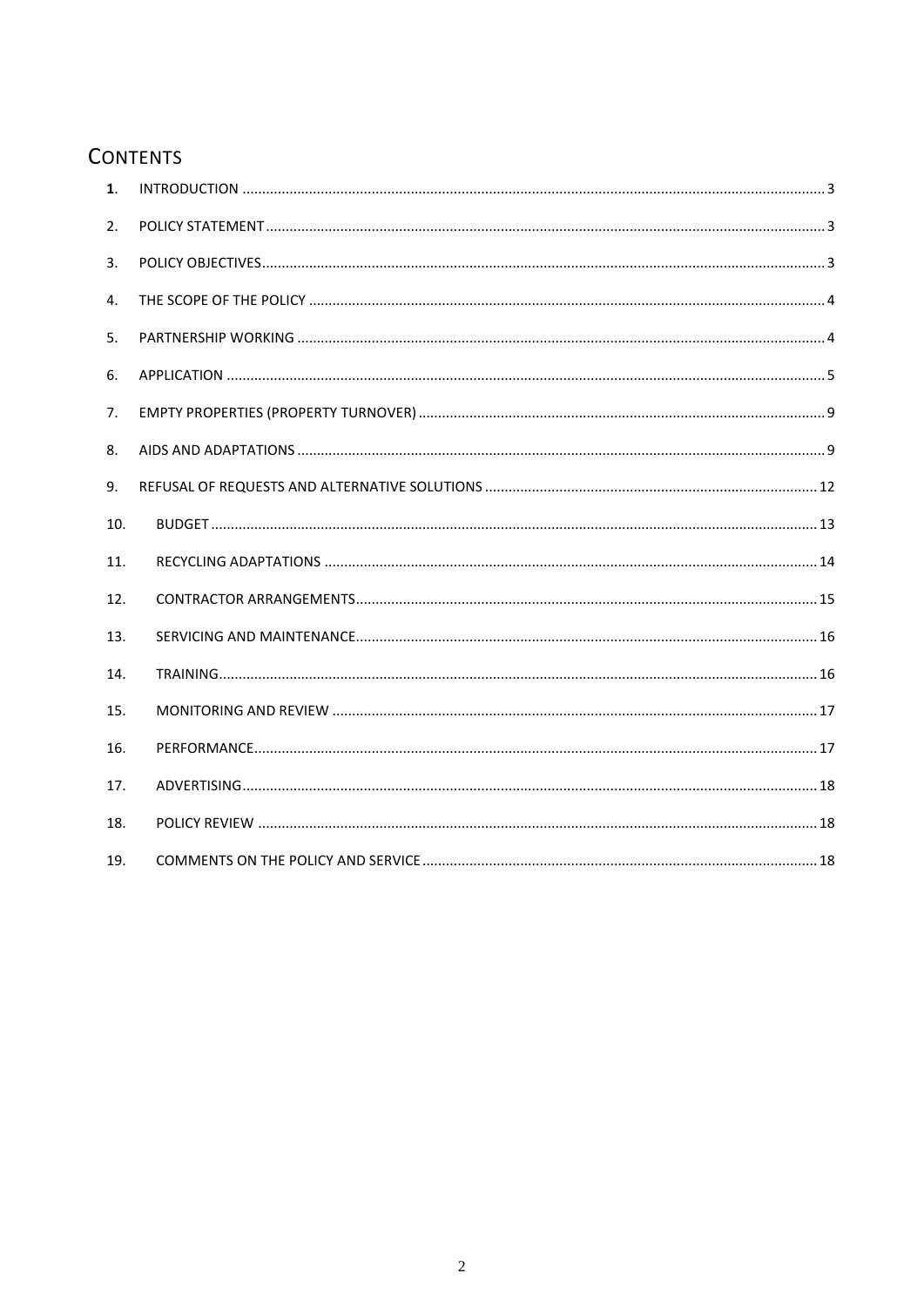# CONTENTS

| | | |
|---|---|---|
| **1.** | INTRODUCTION | 3 |
| 2. | POLICY STATEMENT | 3 |
| 3. | POLICY OBJECTIVES | 3 |
| 4. | THE SCOPE OF THE POLICY | 4 |
| 5. | PARTNERSHIP WORKING | 4 |
| 6. | APPLICATION | 5 |
| 7. | EMPTY PROPERTIES (PROPERTY TURNOVER) | 9 |
| 8. | AIDS AND ADAPTATIONS | 9 |
| 9. | REFUSAL OF REQUESTS AND ALTERNATIVE SOLUTIONS | 12 |
| 10. | BUDGET | 13 |
| 11. | RECYCLING ADAPTATIONS | 14 |
| 12. | CONTRACTOR ARRANGEMENTS | 15 |
| 13. | SERVICING AND MAINTENANCE | 16 |
| 14. | TRAINING | 16 |
| 15. | MONITORING AND REVIEW | 17 |
| 16. | PERFORMANCE | 17 |
| 17. | ADVERTISING | 18 |
| 18. | POLICY REVIEW | 18 |
| 19. | COMMENTS ON THE POLICY AND SERVICE | 18 |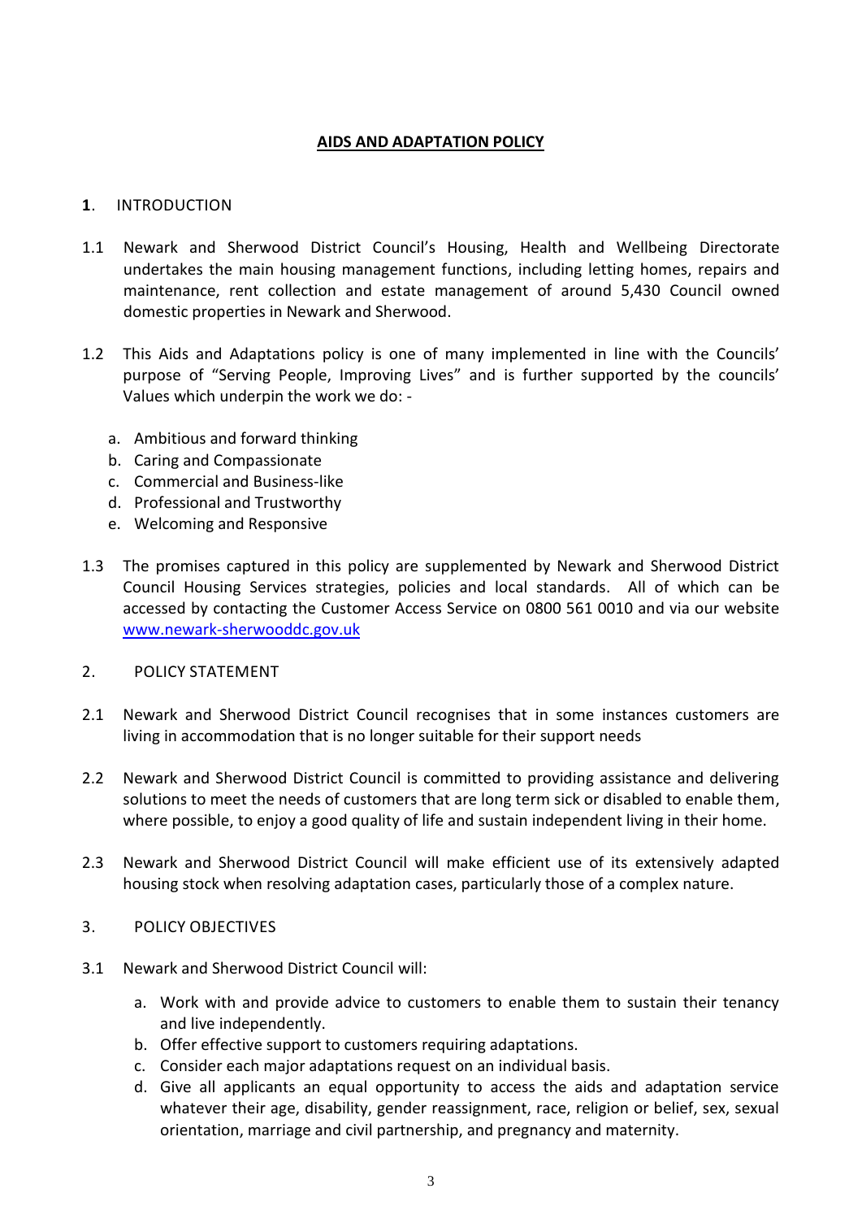# AIDS AND ADAPTATION POLICY

## 1. INTRODUCTION

1.1 Newark and Sherwood District Council's Housing, Health and Wellbeing Directorate undertakes the main housing management functions, including letting homes, repairs and maintenance, rent collection and estate management of around 5,430 Council owned domestic properties in Newark and Sherwood.

1.2 This Aids and Adaptations policy is one of many implemented in line with the Councils' purpose of "Serving People, Improving Lives" and is further supported by the councils' Values which underpin the work we do: -

a. Ambitious and forward thinking
b. Caring and Compassionate
c. Commercial and Business-like
d. Professional and Trustworthy
e. Welcoming and Responsive

1.3 The promises captured in this policy are supplemented by Newark and Sherwood District Council Housing Services strategies, policies and local standards. All of which can be accessed by contacting the Customer Access Service on 0800 561 0010 and via our website [www.newark-sherwooddc.gov.uk](http://www.newark-sherwooddc.gov.uk)

## 2. POLICY STATEMENT

2.1 Newark and Sherwood District Council recognises that in some instances customers are living in accommodation that is no longer suitable for their support needs

2.2 Newark and Sherwood District Council is committed to providing assistance and delivering solutions to meet the needs of customers that are long term sick or disabled to enable them, where possible, to enjoy a good quality of life and sustain independent living in their home.

2.3 Newark and Sherwood District Council will make efficient use of its extensively adapted housing stock when resolving adaptation cases, particularly those of a complex nature.

## 3. POLICY OBJECTIVES

3.1 Newark and Sherwood District Council will:

a. Work with and provide advice to customers to enable them to sustain their tenancy and live independently.
b. Offer effective support to customers requiring adaptations.
c. Consider each major adaptations request on an individual basis.
d. Give all applicants an equal opportunity to access the aids and adaptation service whatever their age, disability, gender reassignment, race, religion or belief, sex, sexual orientation, marriage and civil partnership, and pregnancy and maternity.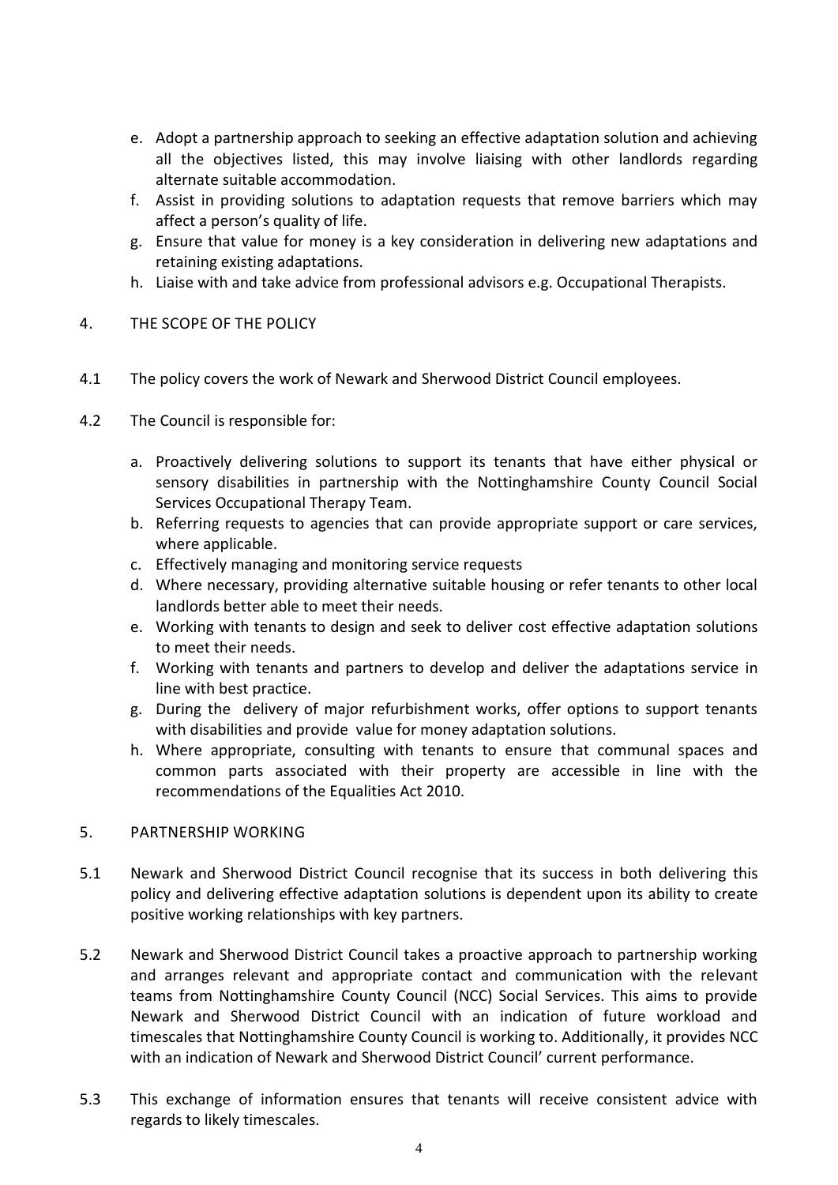e. Adopt a partnership approach to seeking an effective adaptation solution and achieving all the objectives listed, this may involve liaising with other landlords regarding alternate suitable accommodation.
f. Assist in providing solutions to adaptation requests that remove barriers which may affect a person's quality of life.
g. Ensure that value for money is a key consideration in delivering new adaptations and retaining existing adaptations.
h. Liaise with and take advice from professional advisors e.g. Occupational Therapists.

## 4. THE SCOPE OF THE POLICY

4.1 The policy covers the work of Newark and Sherwood District Council employees.

4.2 The Council is responsible for:

a. Proactively delivering solutions to support its tenants that have either physical or sensory disabilities in partnership with the Nottinghamshire County Council Social Services Occupational Therapy Team.
b. Referring requests to agencies that can provide appropriate support or care services, where applicable.
c. Effectively managing and monitoring service requests
d. Where necessary, providing alternative suitable housing or refer tenants to other local landlords better able to meet their needs.
e. Working with tenants to design and seek to deliver cost effective adaptation solutions to meet their needs.
f. Working with tenants and partners to develop and deliver the adaptations service in line with best practice.
g. During the delivery of major refurbishment works, offer options to support tenants with disabilities and provide value for money adaptation solutions.
h. Where appropriate, consulting with tenants to ensure that communal spaces and common parts associated with their property are accessible in line with the recommendations of the Equalities Act 2010.

## 5. PARTNERSHIP WORKING

5.1 Newark and Sherwood District Council recognise that its success in both delivering this policy and delivering effective adaptation solutions is dependent upon its ability to create positive working relationships with key partners.

5.2 Newark and Sherwood District Council takes a proactive approach to partnership working and arranges relevant and appropriate contact and communication with the relevant teams from Nottinghamshire County Council (NCC) Social Services. This aims to provide Newark and Sherwood District Council with an indication of future workload and timescales that Nottinghamshire County Council is working to. Additionally, it provides NCC with an indication of Newark and Sherwood District Council' current performance.

5.3 This exchange of information ensures that tenants will receive consistent advice with regards to likely timescales.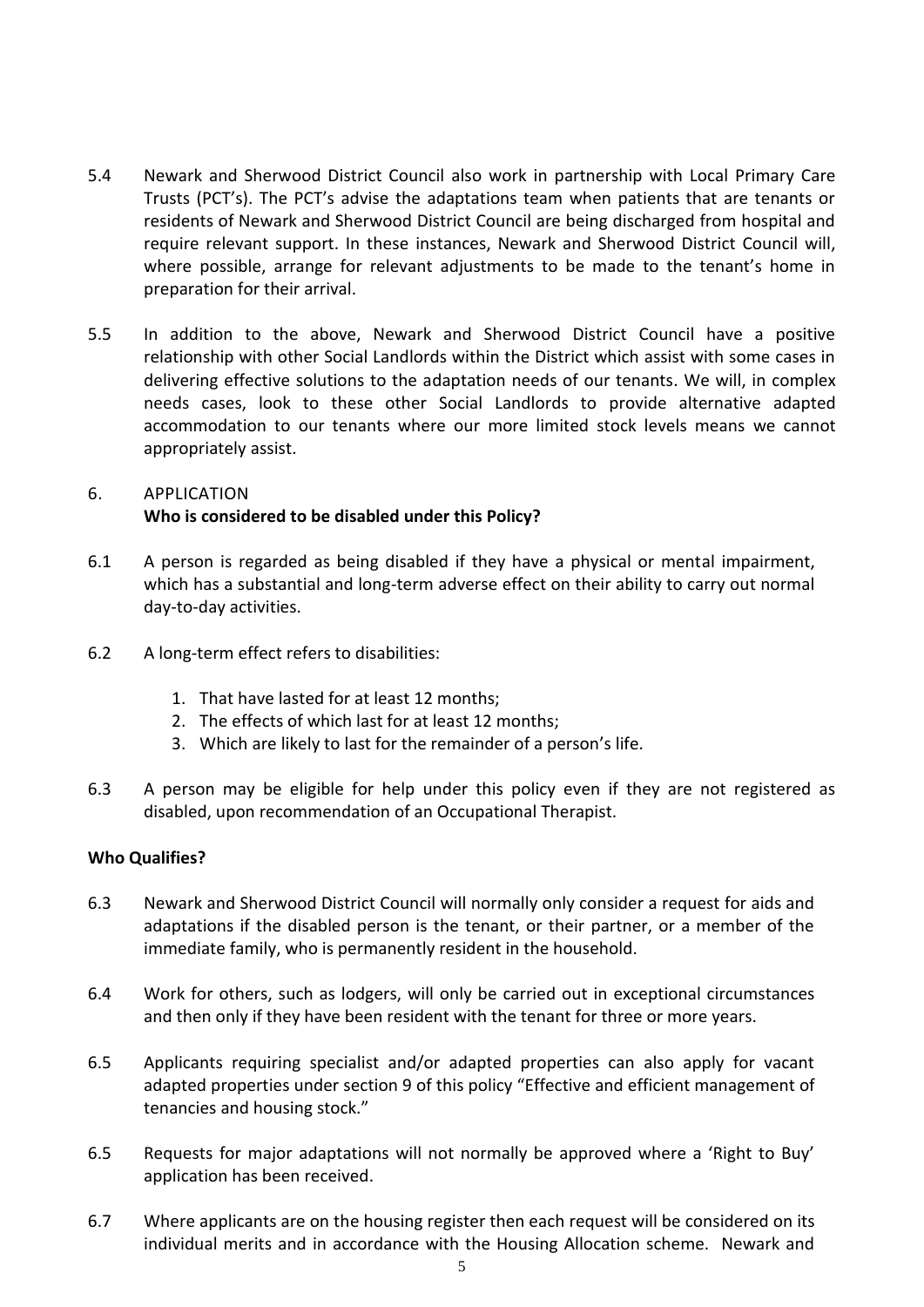5.4 Newark and Sherwood District Council also work in partnership with Local Primary Care Trusts (PCT's). The PCT's advise the adaptations team when patients that are tenants or residents of Newark and Sherwood District Council are being discharged from hospital and require relevant support. In these instances, Newark and Sherwood District Council will, where possible, arrange for relevant adjustments to be made to the tenant's home in preparation for their arrival.

5.5 In addition to the above, Newark and Sherwood District Council have a positive relationship with other Social Landlords within the District which assist with some cases in delivering effective solutions to the adaptation needs of our tenants. We will, in complex needs cases, look to these other Social Landlords to provide alternative adapted accommodation to our tenants where our more limited stock levels means we cannot appropriately assist.

6. APPLICATION

**Who is considered to be disabled under this Policy?**

6.1 A person is regarded as being disabled if they have a physical or mental impairment, which has a substantial and long-term adverse effect on their ability to carry out normal day-to-day activities.

6.2 A long-term effect refers to disabilities:

1. That have lasted for at least 12 months;
2. The effects of which last for at least 12 months;
3. Which are likely to last for the remainder of a person's life.

6.3 A person may be eligible for help under this policy even if they are not registered as disabled, upon recommendation of an Occupational Therapist.

**Who Qualifies?**

6.3 Newark and Sherwood District Council will normally only consider a request for aids and adaptations if the disabled person is the tenant, or their partner, or a member of the immediate family, who is permanently resident in the household.

6.4 Work for others, such as lodgers, will only be carried out in exceptional circumstances and then only if they have been resident with the tenant for three or more years.

6.5 Applicants requiring specialist and/or adapted properties can also apply for vacant adapted properties under section 9 of this policy "Effective and efficient management of tenancies and housing stock."

6.5 Requests for major adaptations will not normally be approved where a 'Right to Buy' application has been received.

6.7 Where applicants are on the housing register then each request will be considered on its individual merits and in accordance with the Housing Allocation scheme. Newark and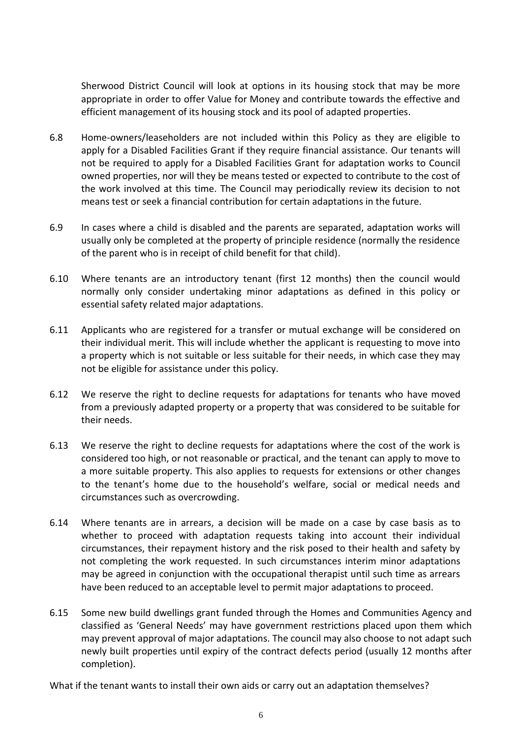Sherwood District Council will look at options in its housing stock that may be more appropriate in order to offer Value for Money and contribute towards the effective and efficient management of its housing stock and its pool of adapted properties.

6.8 Home-owners/leaseholders are not included within this Policy as they are eligible to apply for a Disabled Facilities Grant if they require financial assistance. Our tenants will not be required to apply for a Disabled Facilities Grant for adaptation works to Council owned properties, nor will they be means tested or expected to contribute to the cost of the work involved at this time. The Council may periodically review its decision to not means test or seek a financial contribution for certain adaptations in the future.

6.9 In cases where a child is disabled and the parents are separated, adaptation works will usually only be completed at the property of principle residence (normally the residence of the parent who is in receipt of child benefit for that child).

6.10 Where tenants are an introductory tenant (first 12 months) then the council would normally only consider undertaking minor adaptations as defined in this policy or essential safety related major adaptations.

6.11 Applicants who are registered for a transfer or mutual exchange will be considered on their individual merit. This will include whether the applicant is requesting to move into a property which is not suitable or less suitable for their needs, in which case they may not be eligible for assistance under this policy.

6.12 We reserve the right to decline requests for adaptations for tenants who have moved from a previously adapted property or a property that was considered to be suitable for their needs.

6.13 We reserve the right to decline requests for adaptations where the cost of the work is considered too high, or not reasonable or practical, and the tenant can apply to move to a more suitable property. This also applies to requests for extensions or other changes to the tenant's home due to the household's welfare, social or medical needs and circumstances such as overcrowding.

6.14 Where tenants are in arrears, a decision will be made on a case by case basis as to whether to proceed with adaptation requests taking into account their individual circumstances, their repayment history and the risk posed to their health and safety by not completing the work requested. In such circumstances interim minor adaptations may be agreed in conjunction with the occupational therapist until such time as arrears have been reduced to an acceptable level to permit major adaptations to proceed.

6.15 Some new build dwellings grant funded through the Homes and Communities Agency and classified as 'General Needs' may have government restrictions placed upon them which may prevent approval of major adaptations. The council may also choose to not adapt such newly built properties until expiry of the contract defects period (usually 12 months after completion).

What if the tenant wants to install their own aids or carry out an adaptation themselves?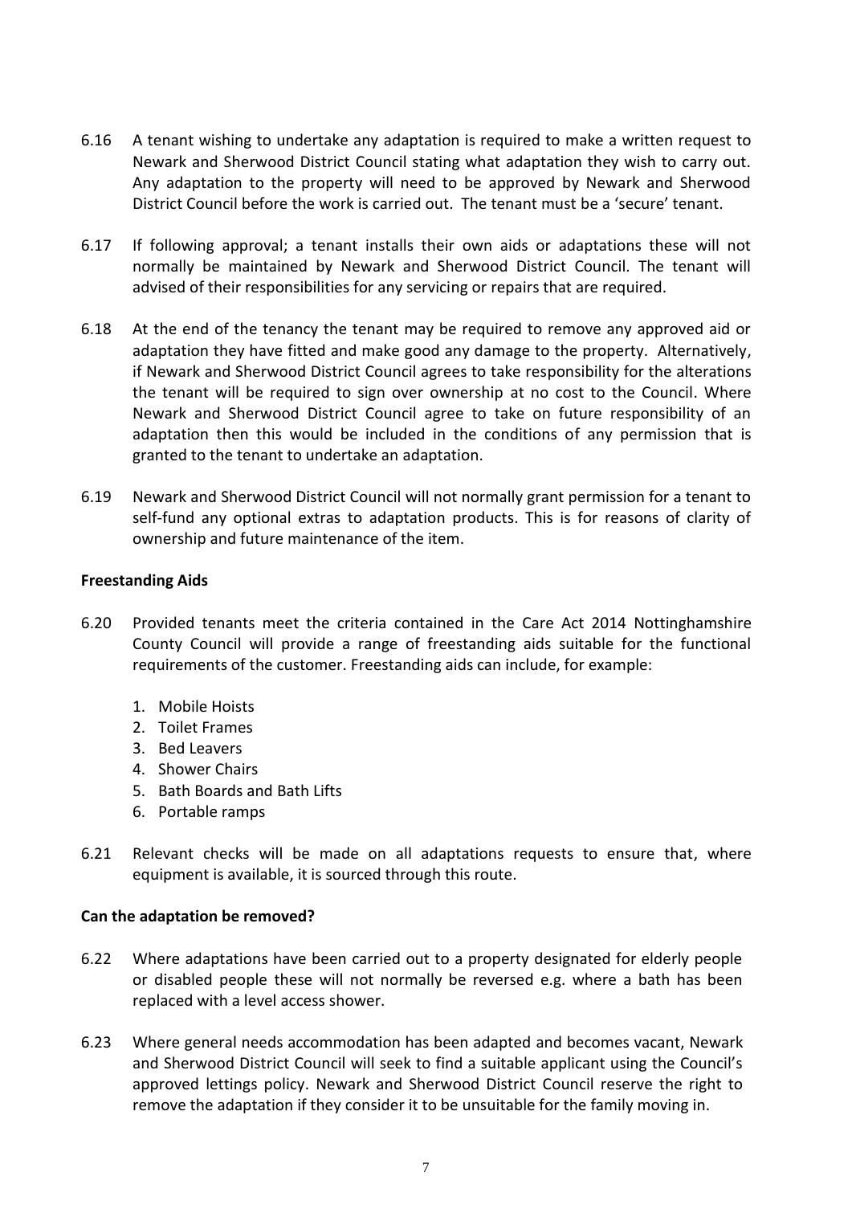6.16 A tenant wishing to undertake any adaptation is required to make a written request to Newark and Sherwood District Council stating what adaptation they wish to carry out. Any adaptation to the property will need to be approved by Newark and Sherwood District Council before the work is carried out. The tenant must be a 'secure' tenant.

6.17 If following approval; a tenant installs their own aids or adaptations these will not normally be maintained by Newark and Sherwood District Council. The tenant will advised of their responsibilities for any servicing or repairs that are required.

6.18 At the end of the tenancy the tenant may be required to remove any approved aid or adaptation they have fitted and make good any damage to the property. Alternatively, if Newark and Sherwood District Council agrees to take responsibility for the alterations the tenant will be required to sign over ownership at no cost to the Council. Where Newark and Sherwood District Council agree to take on future responsibility of an adaptation then this would be included in the conditions of any permission that is granted to the tenant to undertake an adaptation.

6.19 Newark and Sherwood District Council will not normally grant permission for a tenant to self-fund any optional extras to adaptation products. This is for reasons of clarity of ownership and future maintenance of the item.

**Freestanding Aids**

6.20 Provided tenants meet the criteria contained in the Care Act 2014 Nottinghamshire County Council will provide a range of freestanding aids suitable for the functional requirements of the customer. Freestanding aids can include, for example:

1. Mobile Hoists
2. Toilet Frames
3. Bed Leavers
4. Shower Chairs
5. Bath Boards and Bath Lifts
6. Portable ramps

6.21 Relevant checks will be made on all adaptations requests to ensure that, where equipment is available, it is sourced through this route.

**Can the adaptation be removed?**

6.22 Where adaptations have been carried out to a property designated for elderly people or disabled people these will not normally be reversed e.g. where a bath has been replaced with a level access shower.

6.23 Where general needs accommodation has been adapted and becomes vacant, Newark and Sherwood District Council will seek to find a suitable applicant using the Council's approved lettings policy. Newark and Sherwood District Council reserve the right to remove the adaptation if they consider it to be unsuitable for the family moving in.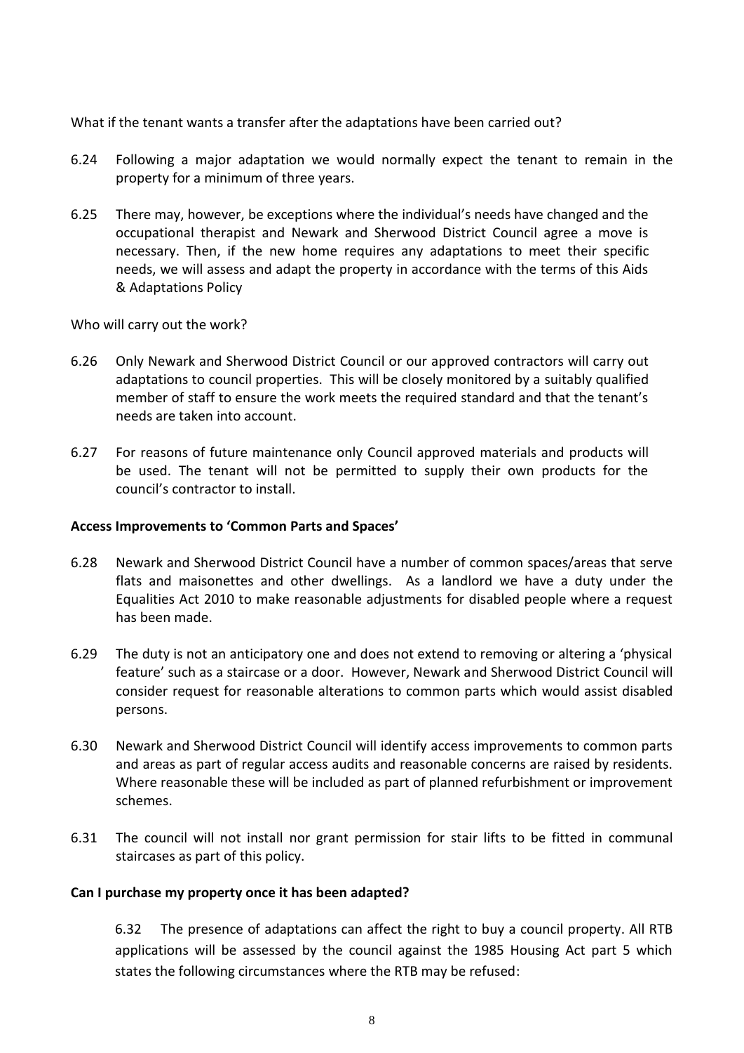What if the tenant wants a transfer after the adaptations have been carried out?

6.24 Following a major adaptation we would normally expect the tenant to remain in the property for a minimum of three years.

6.25 There may, however, be exceptions where the individual's needs have changed and the occupational therapist and Newark and Sherwood District Council agree a move is necessary. Then, if the new home requires any adaptations to meet their specific needs, we will assess and adapt the property in accordance with the terms of this Aids & Adaptations Policy

Who will carry out the work?

6.26 Only Newark and Sherwood District Council or our approved contractors will carry out adaptations to council properties. This will be closely monitored by a suitably qualified member of staff to ensure the work meets the required standard and that the tenant's needs are taken into account.

6.27 For reasons of future maintenance only Council approved materials and products will be used. The tenant will not be permitted to supply their own products for the council's contractor to install.

**Access Improvements to 'Common Parts and Spaces'**

6.28 Newark and Sherwood District Council have a number of common spaces/areas that serve flats and maisonettes and other dwellings. As a landlord we have a duty under the Equalities Act 2010 to make reasonable adjustments for disabled people where a request has been made.

6.29 The duty is not an anticipatory one and does not extend to removing or altering a 'physical feature' such as a staircase or a door. However, Newark and Sherwood District Council will consider request for reasonable alterations to common parts which would assist disabled persons.

6.30 Newark and Sherwood District Council will identify access improvements to common parts and areas as part of regular access audits and reasonable concerns are raised by residents. Where reasonable these will be included as part of planned refurbishment or improvement schemes.

6.31 The council will not install nor grant permission for stair lifts to be fitted in communal staircases as part of this policy.

**Can I purchase my property once it has been adapted?**

6.32 The presence of adaptations can affect the right to buy a council property. All RTB applications will be assessed by the council against the 1985 Housing Act part 5 which states the following circumstances where the RTB may be refused: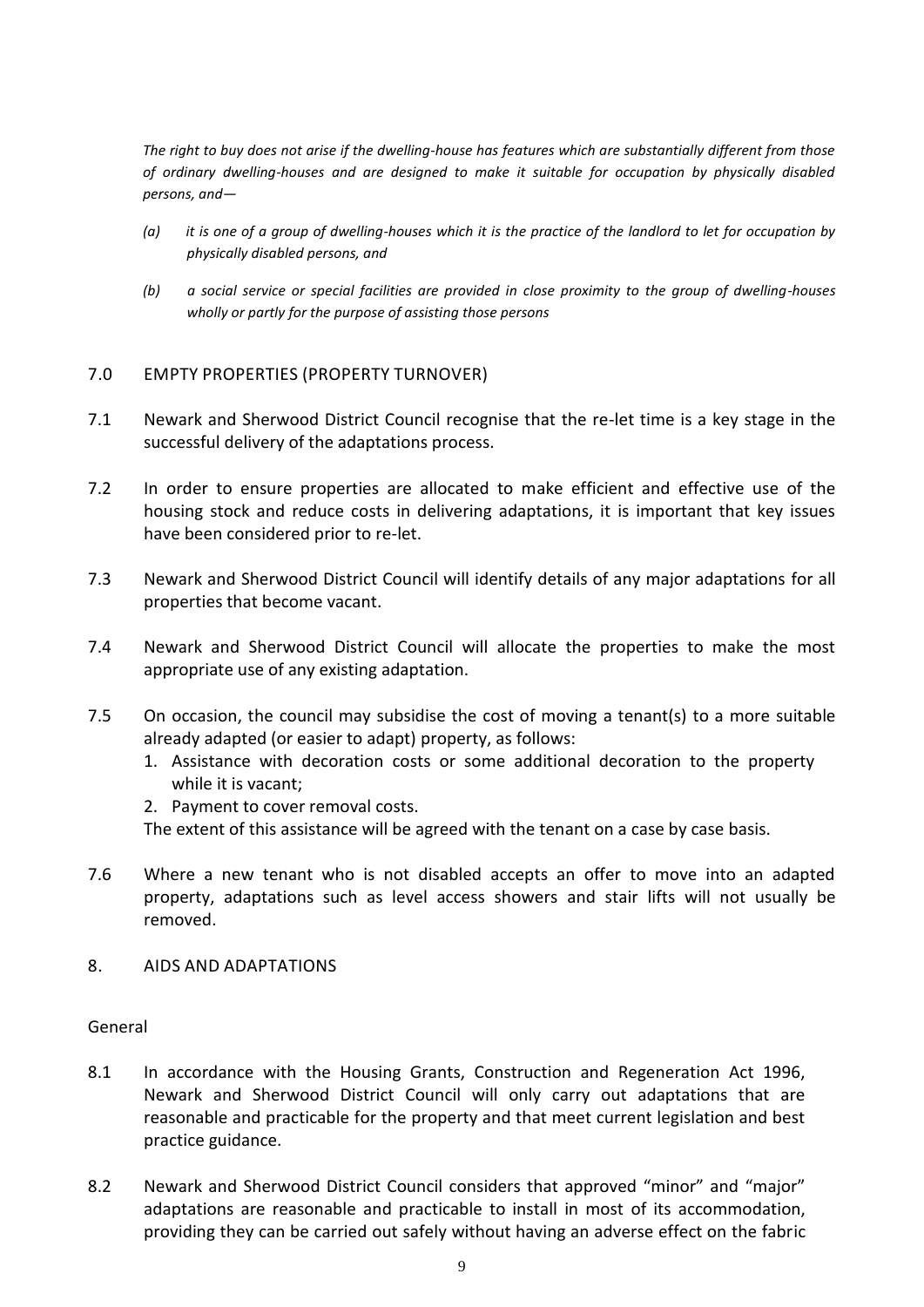*The right to buy does not arise if the dwelling-house has features which are substantially different from those of ordinary dwelling-houses and are designed to make it suitable for occupation by physically disabled persons, and—*

*(a) it is one of a group of dwelling-houses which it is the practice of the landlord to let for occupation by physically disabled persons, and*

*(b) a social service or special facilities are provided in close proximity to the group of dwelling-houses wholly or partly for the purpose of assisting those persons*

## 7.0 EMPTY PROPERTIES (PROPERTY TURNOVER)

7.1 Newark and Sherwood District Council recognise that the re-let time is a key stage in the successful delivery of the adaptations process.

7.2 In order to ensure properties are allocated to make efficient and effective use of the housing stock and reduce costs in delivering adaptations, it is important that key issues have been considered prior to re-let.

7.3 Newark and Sherwood District Council will identify details of any major adaptations for all properties that become vacant.

7.4 Newark and Sherwood District Council will allocate the properties to make the most appropriate use of any existing adaptation.

7.5 On occasion, the council may subsidise the cost of moving a tenant(s) to a more suitable already adapted (or easier to adapt) property, as follows:

1. Assistance with decoration costs or some additional decoration to the property while it is vacant;
2. Payment to cover removal costs.

The extent of this assistance will be agreed with the tenant on a case by case basis.

7.6 Where a new tenant who is not disabled accepts an offer to move into an adapted property, adaptations such as level access showers and stair lifts will not usually be removed.

## 8. AIDS AND ADAPTATIONS

### General

8.1 In accordance with the Housing Grants, Construction and Regeneration Act 1996, Newark and Sherwood District Council will only carry out adaptations that are reasonable and practicable for the property and that meet current legislation and best practice guidance.

8.2 Newark and Sherwood District Council considers that approved "minor" and "major" adaptations are reasonable and practicable to install in most of its accommodation, providing they can be carried out safely without having an adverse effect on the fabric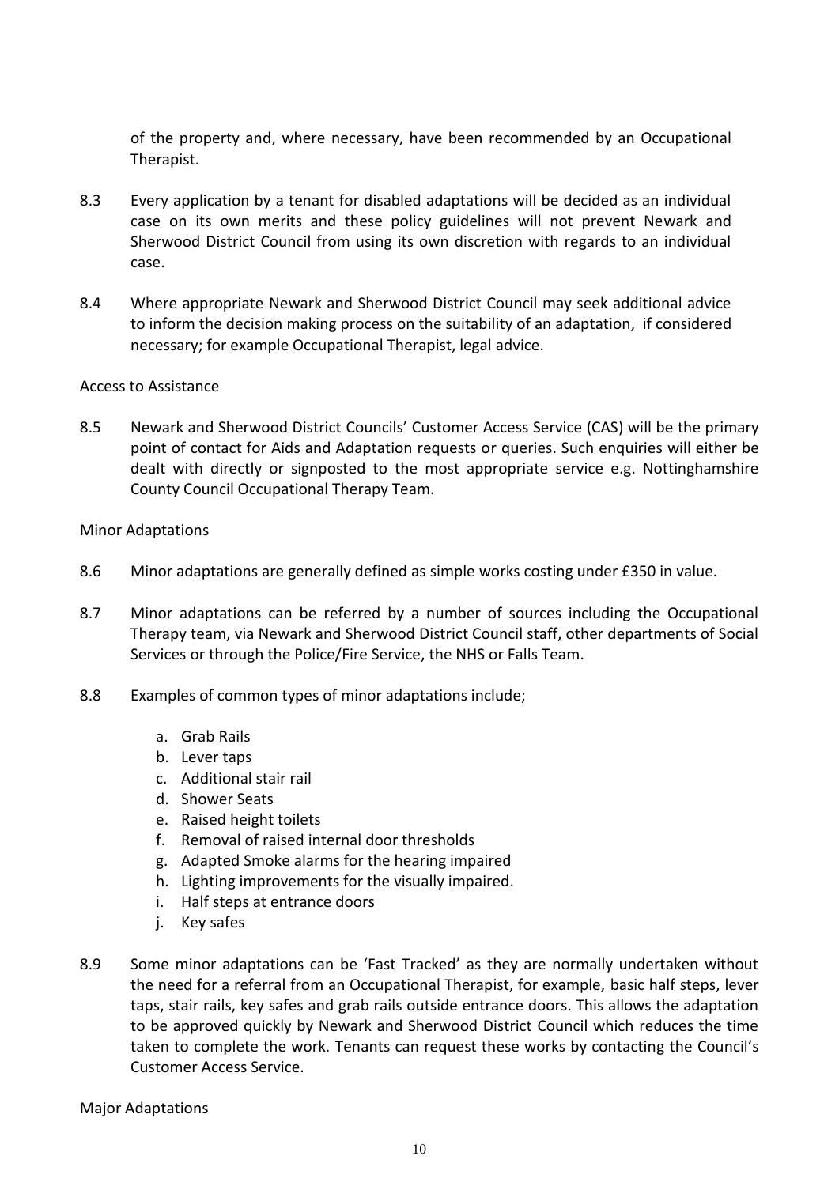of the property and, where necessary, have been recommended by an Occupational Therapist.

8.3 Every application by a tenant for disabled adaptations will be decided as an individual case on its own merits and these policy guidelines will not prevent Newark and Sherwood District Council from using its own discretion with regards to an individual case.

8.4 Where appropriate Newark and Sherwood District Council may seek additional advice to inform the decision making process on the suitability of an adaptation, if considered necessary; for example Occupational Therapist, legal advice.

Access to Assistance

8.5 Newark and Sherwood District Councils' Customer Access Service (CAS) will be the primary point of contact for Aids and Adaptation requests or queries. Such enquiries will either be dealt with directly or signposted to the most appropriate service e.g. Nottinghamshire County Council Occupational Therapy Team.

Minor Adaptations

8.6 Minor adaptations are generally defined as simple works costing under £350 in value.

8.7 Minor adaptations can be referred by a number of sources including the Occupational Therapy team, via Newark and Sherwood District Council staff, other departments of Social Services or through the Police/Fire Service, the NHS or Falls Team.

8.8 Examples of common types of minor adaptations include;

a. Grab Rails
b. Lever taps
c. Additional stair rail
d. Shower Seats
e. Raised height toilets
f. Removal of raised internal door thresholds
g. Adapted Smoke alarms for the hearing impaired
h. Lighting improvements for the visually impaired.
i. Half steps at entrance doors
j. Key safes

8.9 Some minor adaptations can be 'Fast Tracked' as they are normally undertaken without the need for a referral from an Occupational Therapist, for example, basic half steps, lever taps, stair rails, key safes and grab rails outside entrance doors. This allows the adaptation to be approved quickly by Newark and Sherwood District Council which reduces the time taken to complete the work. Tenants can request these works by contacting the Council's Customer Access Service.

Major Adaptations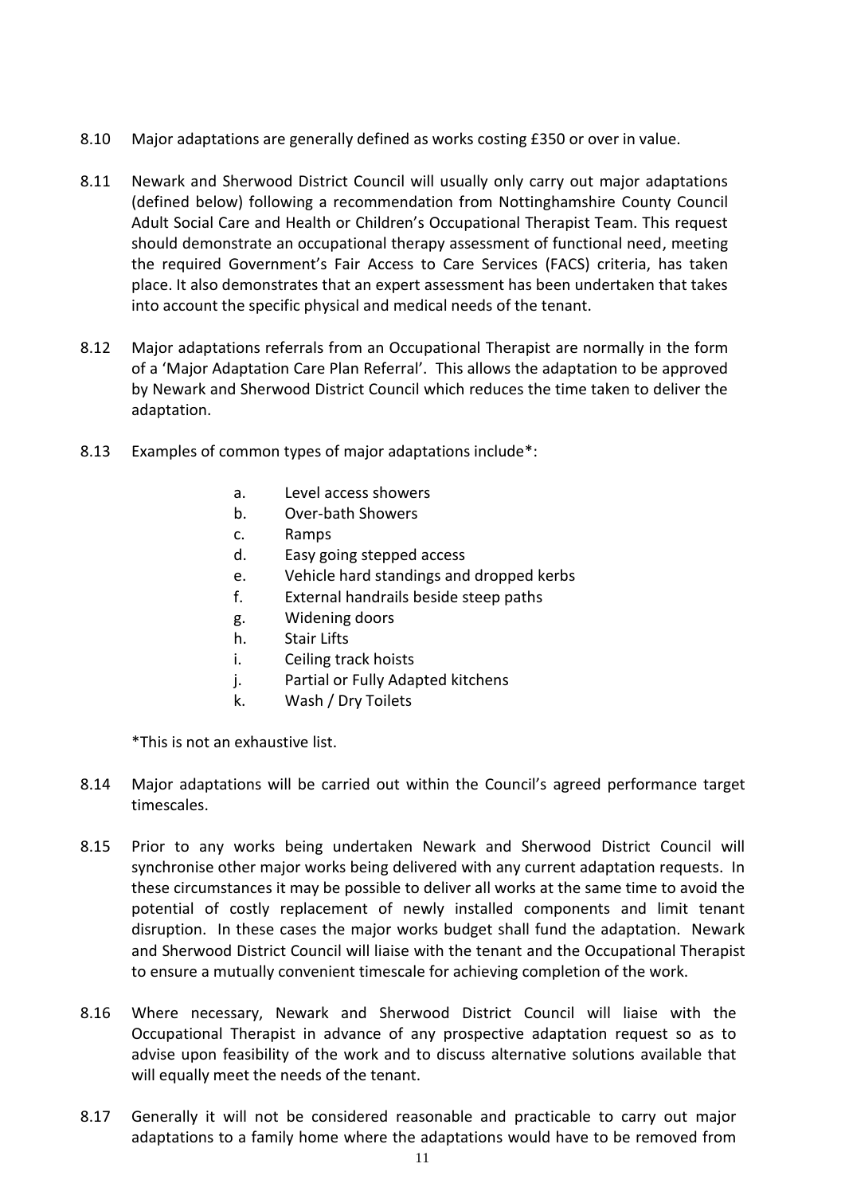8.10 Major adaptations are generally defined as works costing £350 or over in value.

8.11 Newark and Sherwood District Council will usually only carry out major adaptations (defined below) following a recommendation from Nottinghamshire County Council Adult Social Care and Health or Children's Occupational Therapist Team. This request should demonstrate an occupational therapy assessment of functional need, meeting the required Government's Fair Access to Care Services (FACS) criteria, has taken place. It also demonstrates that an expert assessment has been undertaken that takes into account the specific physical and medical needs of the tenant.

8.12 Major adaptations referrals from an Occupational Therapist are normally in the form of a 'Major Adaptation Care Plan Referral'. This allows the adaptation to be approved by Newark and Sherwood District Council which reduces the time taken to deliver the adaptation.

8.13 Examples of common types of major adaptations include*:

a. Level access showers
b. Over-bath Showers
c. Ramps
d. Easy going stepped access
e. Vehicle hard standings and dropped kerbs
f. External handrails beside steep paths
g. Widening doors
h. Stair Lifts
i. Ceiling track hoists
j. Partial or Fully Adapted kitchens
k. Wash / Dry Toilets

*This is not an exhaustive list.

8.14 Major adaptations will be carried out within the Council's agreed performance target timescales.

8.15 Prior to any works being undertaken Newark and Sherwood District Council will synchronise other major works being delivered with any current adaptation requests. In these circumstances it may be possible to deliver all works at the same time to avoid the potential of costly replacement of newly installed components and limit tenant disruption. In these cases the major works budget shall fund the adaptation. Newark and Sherwood District Council will liaise with the tenant and the Occupational Therapist to ensure a mutually convenient timescale for achieving completion of the work.

8.16 Where necessary, Newark and Sherwood District Council will liaise with the Occupational Therapist in advance of any prospective adaptation request so as to advise upon feasibility of the work and to discuss alternative solutions available that will equally meet the needs of the tenant.

8.17 Generally it will not be considered reasonable and practicable to carry out major adaptations to a family home where the adaptations would have to be removed from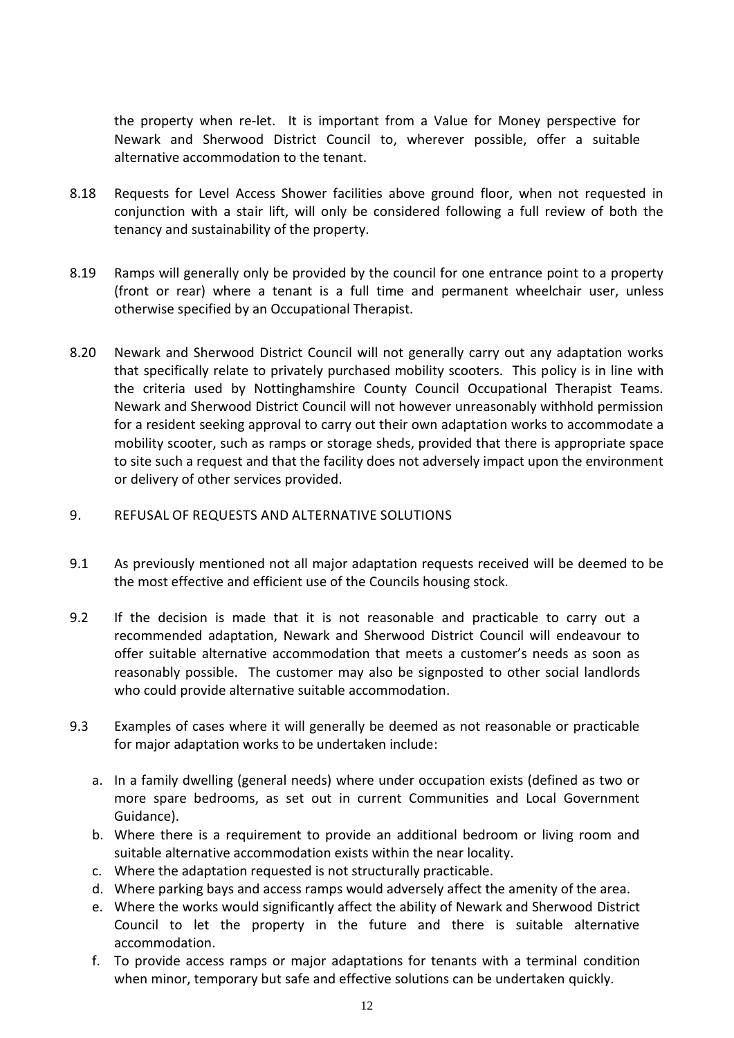the property when re-let. It is important from a Value for Money perspective for Newark and Sherwood District Council to, wherever possible, offer a suitable alternative accommodation to the tenant.

8.18 Requests for Level Access Shower facilities above ground floor, when not requested in conjunction with a stair lift, will only be considered following a full review of both the tenancy and sustainability of the property.

8.19 Ramps will generally only be provided by the council for one entrance point to a property (front or rear) where a tenant is a full time and permanent wheelchair user, unless otherwise specified by an Occupational Therapist.

8.20 Newark and Sherwood District Council will not generally carry out any adaptation works that specifically relate to privately purchased mobility scooters. This policy is in line with the criteria used by Nottinghamshire County Council Occupational Therapist Teams. Newark and Sherwood District Council will not however unreasonably withhold permission for a resident seeking approval to carry out their own adaptation works to accommodate a mobility scooter, such as ramps or storage sheds, provided that there is appropriate space to site such a request and that the facility does not adversely impact upon the environment or delivery of other services provided.

## 9. REFUSAL OF REQUESTS AND ALTERNATIVE SOLUTIONS

9.1 As previously mentioned not all major adaptation requests received will be deemed to be the most effective and efficient use of the Councils housing stock.

9.2 If the decision is made that it is not reasonable and practicable to carry out a recommended adaptation, Newark and Sherwood District Council will endeavour to offer suitable alternative accommodation that meets a customer's needs as soon as reasonably possible. The customer may also be signposted to other social landlords who could provide alternative suitable accommodation.

9.3 Examples of cases where it will generally be deemed as not reasonable or practicable for major adaptation works to be undertaken include:

a. In a family dwelling (general needs) where under occupation exists (defined as two or more spare bedrooms, as set out in current Communities and Local Government Guidance).
b. Where there is a requirement to provide an additional bedroom or living room and suitable alternative accommodation exists within the near locality.
c. Where the adaptation requested is not structurally practicable.
d. Where parking bays and access ramps would adversely affect the amenity of the area.
e. Where the works would significantly affect the ability of Newark and Sherwood District Council to let the property in the future and there is suitable alternative accommodation.
f. To provide access ramps or major adaptations for tenants with a terminal condition when minor, temporary but safe and effective solutions can be undertaken quickly.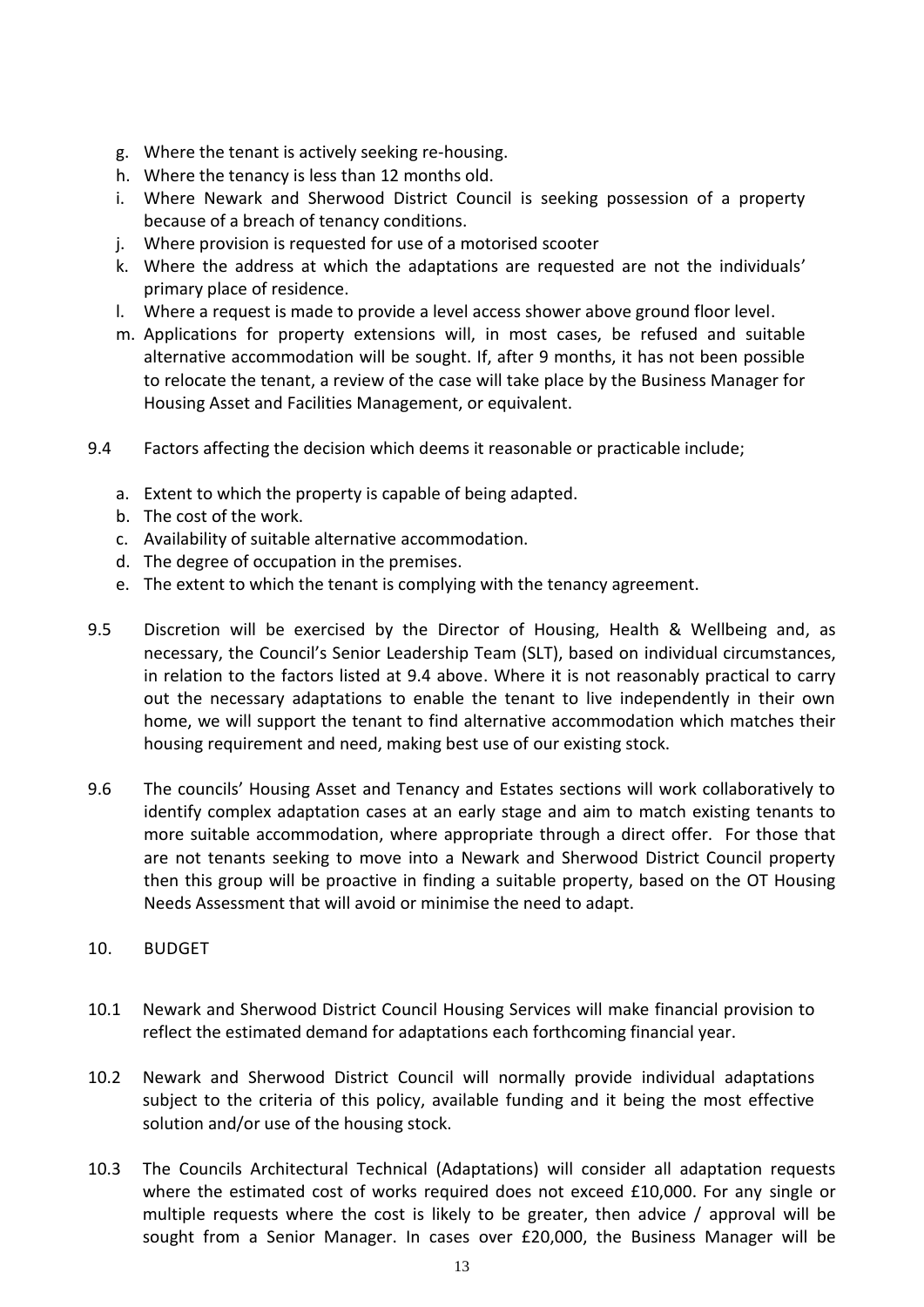g. Where the tenant is actively seeking re-housing.
h. Where the tenancy is less than 12 months old.
i. Where Newark and Sherwood District Council is seeking possession of a property because of a breach of tenancy conditions.
j. Where provision is requested for use of a motorised scooter
k. Where the address at which the adaptations are requested are not the individuals' primary place of residence.
l. Where a request is made to provide a level access shower above ground floor level.
m. Applications for property extensions will, in most cases, be refused and suitable alternative accommodation will be sought. If, after 9 months, it has not been possible to relocate the tenant, a review of the case will take place by the Business Manager for Housing Asset and Facilities Management, or equivalent.

9.4 Factors affecting the decision which deems it reasonable or practicable include;

a. Extent to which the property is capable of being adapted.
b. The cost of the work.
c. Availability of suitable alternative accommodation.
d. The degree of occupation in the premises.
e. The extent to which the tenant is complying with the tenancy agreement.

9.5 Discretion will be exercised by the Director of Housing, Health & Wellbeing and, as necessary, the Council's Senior Leadership Team (SLT), based on individual circumstances, in relation to the factors listed at 9.4 above. Where it is not reasonably practical to carry out the necessary adaptations to enable the tenant to live independently in their own home, we will support the tenant to find alternative accommodation which matches their housing requirement and need, making best use of our existing stock.

9.6 The councils' Housing Asset and Tenancy and Estates sections will work collaboratively to identify complex adaptation cases at an early stage and aim to match existing tenants to more suitable accommodation, where appropriate through a direct offer. For those that are not tenants seeking to move into a Newark and Sherwood District Council property then this group will be proactive in finding a suitable property, based on the OT Housing Needs Assessment that will avoid or minimise the need to adapt.

## 10. BUDGET

10.1 Newark and Sherwood District Council Housing Services will make financial provision to reflect the estimated demand for adaptations each forthcoming financial year.

10.2 Newark and Sherwood District Council will normally provide individual adaptations subject to the criteria of this policy, available funding and it being the most effective solution and/or use of the housing stock.

10.3 The Councils Architectural Technical (Adaptations) will consider all adaptation requests where the estimated cost of works required does not exceed £10,000. For any single or multiple requests where the cost is likely to be greater, then advice / approval will be sought from a Senior Manager. In cases over £20,000, the Business Manager will be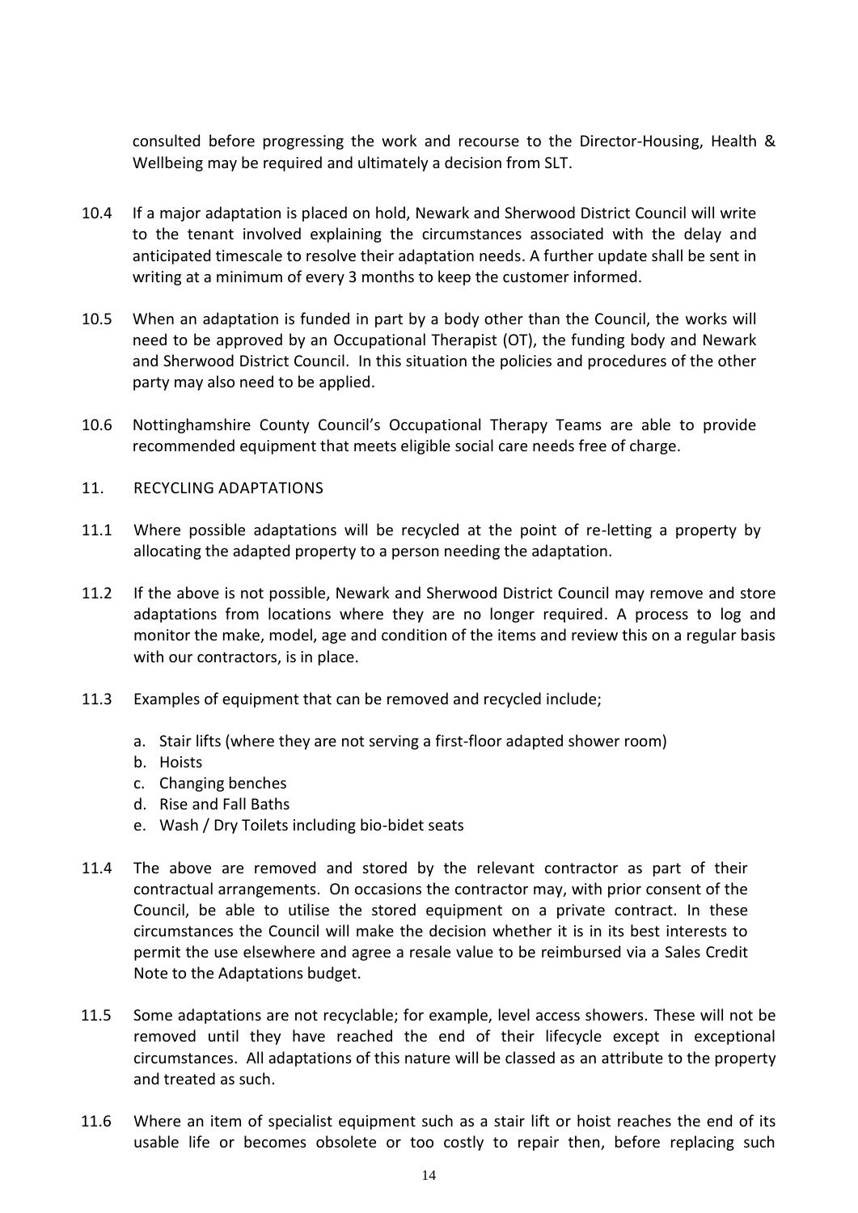consulted before progressing the work and recourse to the Director-Housing, Health & Wellbeing may be required and ultimately a decision from SLT.

10.4 If a major adaptation is placed on hold, Newark and Sherwood District Council will write to the tenant involved explaining the circumstances associated with the delay and anticipated timescale to resolve their adaptation needs. A further update shall be sent in writing at a minimum of every 3 months to keep the customer informed.

10.5 When an adaptation is funded in part by a body other than the Council, the works will need to be approved by an Occupational Therapist (OT), the funding body and Newark and Sherwood District Council. In this situation the policies and procedures of the other party may also need to be applied.

10.6 Nottinghamshire County Council's Occupational Therapy Teams are able to provide recommended equipment that meets eligible social care needs free of charge.

## 11. RECYCLING ADAPTATIONS

11.1 Where possible adaptations will be recycled at the point of re-letting a property by allocating the adapted property to a person needing the adaptation.

11.2 If the above is not possible, Newark and Sherwood District Council may remove and store adaptations from locations where they are no longer required. A process to log and monitor the make, model, age and condition of the items and review this on a regular basis with our contractors, is in place.

11.3 Examples of equipment that can be removed and recycled include;

a. Stair lifts (where they are not serving a first-floor adapted shower room)
b. Hoists
c. Changing benches
d. Rise and Fall Baths
e. Wash / Dry Toilets including bio-bidet seats

11.4 The above are removed and stored by the relevant contractor as part of their contractual arrangements. On occasions the contractor may, with prior consent of the Council, be able to utilise the stored equipment on a private contract. In these circumstances the Council will make the decision whether it is in its best interests to permit the use elsewhere and agree a resale value to be reimbursed via a Sales Credit Note to the Adaptations budget.

11.5 Some adaptations are not recyclable; for example, level access showers. These will not be removed until they have reached the end of their lifecycle except in exceptional circumstances. All adaptations of this nature will be classed as an attribute to the property and treated as such.

11.6 Where an item of specialist equipment such as a stair lift or hoist reaches the end of its usable life or becomes obsolete or too costly to repair then, before replacing such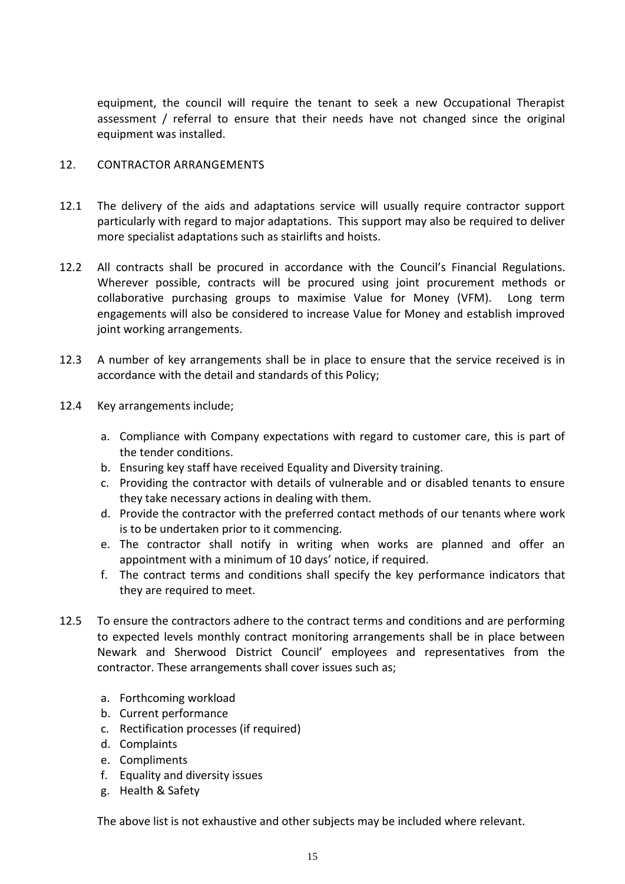equipment, the council will require the tenant to seek a new Occupational Therapist assessment / referral to ensure that their needs have not changed since the original equipment was installed.

## 12. CONTRACTOR ARRANGEMENTS

12.1 The delivery of the aids and adaptations service will usually require contractor support particularly with regard to major adaptations. This support may also be required to deliver more specialist adaptations such as stairlifts and hoists.

12.2 All contracts shall be procured in accordance with the Council's Financial Regulations. Wherever possible, contracts will be procured using joint procurement methods or collaborative purchasing groups to maximise Value for Money (VFM). Long term engagements will also be considered to increase Value for Money and establish improved joint working arrangements.

12.3 A number of key arrangements shall be in place to ensure that the service received is in accordance with the detail and standards of this Policy;

12.4 Key arrangements include;

a. Compliance with Company expectations with regard to customer care, this is part of the tender conditions.
b. Ensuring key staff have received Equality and Diversity training.
c. Providing the contractor with details of vulnerable and or disabled tenants to ensure they take necessary actions in dealing with them.
d. Provide the contractor with the preferred contact methods of our tenants where work is to be undertaken prior to it commencing.
e. The contractor shall notify in writing when works are planned and offer an appointment with a minimum of 10 days' notice, if required.
f. The contract terms and conditions shall specify the key performance indicators that they are required to meet.

12.5 To ensure the contractors adhere to the contract terms and conditions and are performing to expected levels monthly contract monitoring arrangements shall be in place between Newark and Sherwood District Council' employees and representatives from the contractor. These arrangements shall cover issues such as;

a. Forthcoming workload
b. Current performance
c. Rectification processes (if required)
d. Complaints
e. Compliments
f. Equality and diversity issues
g. Health & Safety

The above list is not exhaustive and other subjects may be included where relevant.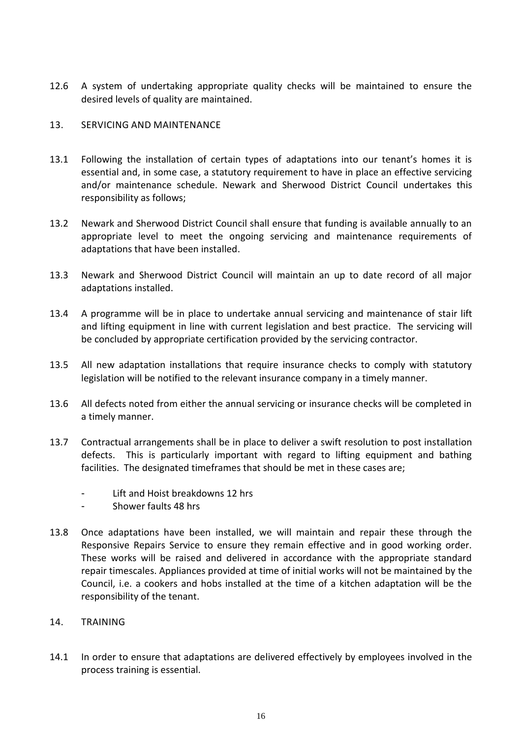12.6 A system of undertaking appropriate quality checks will be maintained to ensure the desired levels of quality are maintained.

## 13. SERVICING AND MAINTENANCE

13.1 Following the installation of certain types of adaptations into our tenant's homes it is essential and, in some case, a statutory requirement to have in place an effective servicing and/or maintenance schedule. Newark and Sherwood District Council undertakes this responsibility as follows;

13.2 Newark and Sherwood District Council shall ensure that funding is available annually to an appropriate level to meet the ongoing servicing and maintenance requirements of adaptations that have been installed.

13.3 Newark and Sherwood District Council will maintain an up to date record of all major adaptations installed.

13.4 A programme will be in place to undertake annual servicing and maintenance of stair lift and lifting equipment in line with current legislation and best practice. The servicing will be concluded by appropriate certification provided by the servicing contractor.

13.5 All new adaptation installations that require insurance checks to comply with statutory legislation will be notified to the relevant insurance company in a timely manner.

13.6 All defects noted from either the annual servicing or insurance checks will be completed in a timely manner.

13.7 Contractual arrangements shall be in place to deliver a swift resolution to post installation defects. This is particularly important with regard to lifting equipment and bathing facilities. The designated timeframes that should be met in these cases are;

- Lift and Hoist breakdowns 12 hrs
- Shower faults 48 hrs

13.8 Once adaptations have been installed, we will maintain and repair these through the Responsive Repairs Service to ensure they remain effective and in good working order. These works will be raised and delivered in accordance with the appropriate standard repair timescales. Appliances provided at time of initial works will not be maintained by the Council, i.e. a cookers and hobs installed at the time of a kitchen adaptation will be the responsibility of the tenant.

## 14. TRAINING

14.1 In order to ensure that adaptations are delivered effectively by employees involved in the process training is essential.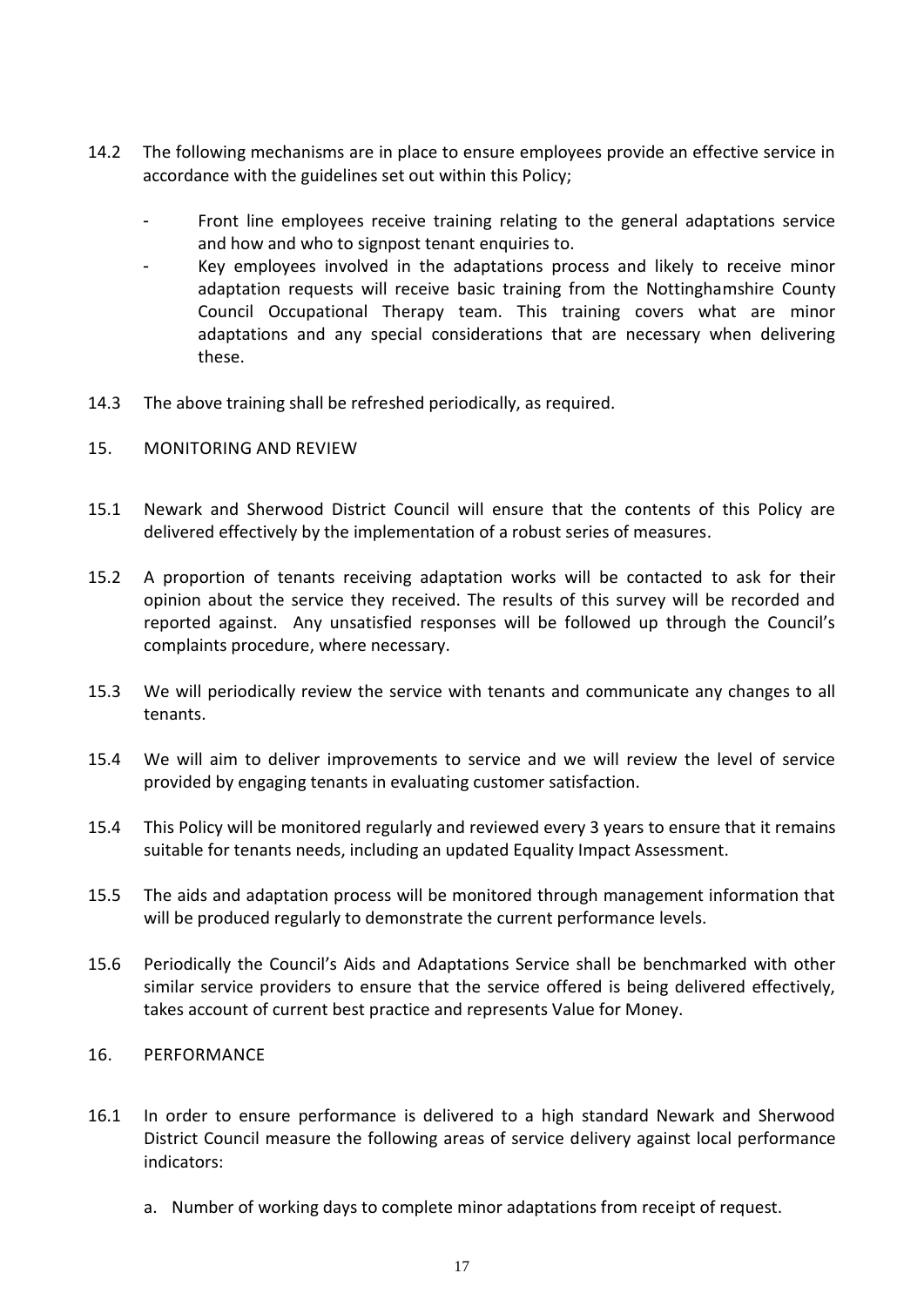14.2 The following mechanisms are in place to ensure employees provide an effective service in accordance with the guidelines set out within this Policy;

- Front line employees receive training relating to the general adaptations service and how and who to signpost tenant enquiries to.
- Key employees involved in the adaptations process and likely to receive minor adaptation requests will receive basic training from the Nottinghamshire County Council Occupational Therapy team. This training covers what are minor adaptations and any special considerations that are necessary when delivering these.

14.3 The above training shall be refreshed periodically, as required.

## 15. MONITORING AND REVIEW

15.1 Newark and Sherwood District Council will ensure that the contents of this Policy are delivered effectively by the implementation of a robust series of measures.

15.2 A proportion of tenants receiving adaptation works will be contacted to ask for their opinion about the service they received. The results of this survey will be recorded and reported against. Any unsatisfied responses will be followed up through the Council's complaints procedure, where necessary.

15.3 We will periodically review the service with tenants and communicate any changes to all tenants.

15.4 We will aim to deliver improvements to service and we will review the level of service provided by engaging tenants in evaluating customer satisfaction.

15.4 This Policy will be monitored regularly and reviewed every 3 years to ensure that it remains suitable for tenants needs, including an updated Equality Impact Assessment.

15.5 The aids and adaptation process will be monitored through management information that will be produced regularly to demonstrate the current performance levels.

15.6 Periodically the Council's Aids and Adaptations Service shall be benchmarked with other similar service providers to ensure that the service offered is being delivered effectively, takes account of current best practice and represents Value for Money.

## 16. PERFORMANCE

16.1 In order to ensure performance is delivered to a high standard Newark and Sherwood District Council measure the following areas of service delivery against local performance indicators:

a. Number of working days to complete minor adaptations from receipt of request.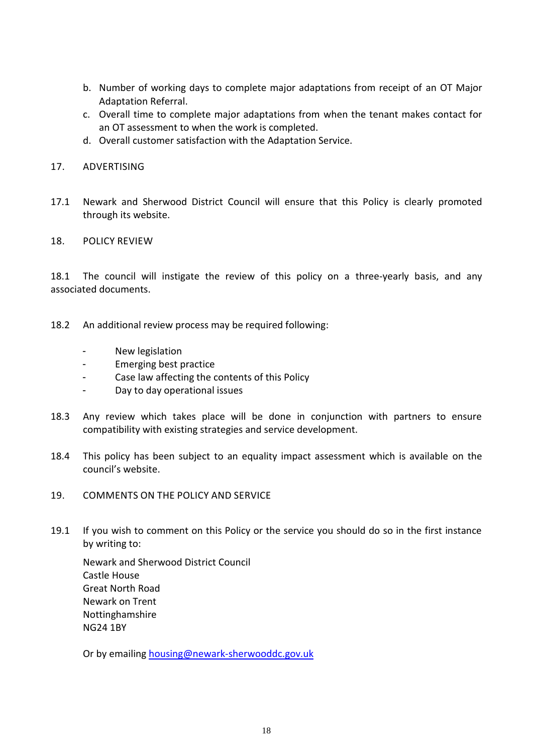b. Number of working days to complete major adaptations from receipt of an OT Major Adaptation Referral.
c. Overall time to complete major adaptations from when the tenant makes contact for an OT assessment to when the work is completed.
d. Overall customer satisfaction with the Adaptation Service.

## 17. ADVERTISING

17.1 Newark and Sherwood District Council will ensure that this Policy is clearly promoted through its website.

## 18. POLICY REVIEW

18.1 The council will instigate the review of this policy on a three-yearly basis, and any associated documents.

18.2 An additional review process may be required following:

- New legislation
- Emerging best practice
- Case law affecting the contents of this Policy
- Day to day operational issues

18.3 Any review which takes place will be done in conjunction with partners to ensure compatibility with existing strategies and service development.

18.4 This policy has been subject to an equality impact assessment which is available on the council's website.

## 19. COMMENTS ON THE POLICY AND SERVICE

19.1 If you wish to comment on this Policy or the service you should do so in the first instance by writing to:

Newark and Sherwood District Council
Castle House
Great North Road
Newark on Trent
Nottinghamshire
NG24 1BY

Or by emailing [housing@newark-sherwooddc.gov.uk](mailto:housing@newark-sherwooddc.gov.uk)